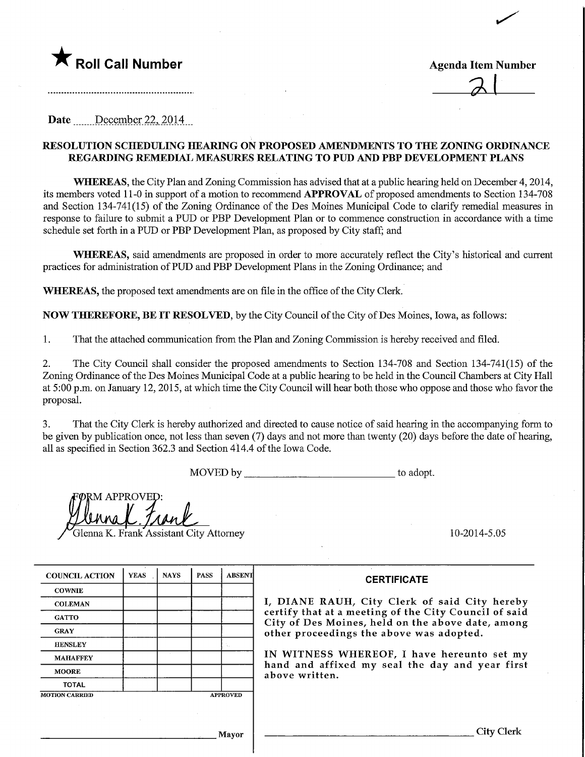★ **Roll Call Number**

..........................................................

**Agenda Item Number**

21

**Date** December 22, 2014

**RESOLUTION SCHEDULING HEARING ON PROPOSED AMENDMENTS TO THE ZONING ORDINANCE REGARDING REMEDIAL MEASURES RELATING TO PUD AND PBP DEVELOPMENT PLANS**

**WHEREAS**, the City Plan and Zoning Commission has advised that at a public hearing held on December 4, 2014, its members voted 11-0 in support of a motion to recommend **APPROVAL** of proposed amendments to Section 134-708 and Section 134-741(15) of the Zoning Ordinance of the Des Moines Municipal Code to clarify remedial measures in response to failure to submit a PUD or PBP Development Plan or to commence construction in accordance with a time schedule set forth in a PUD or PBP Development Plan, as proposed by City staff; and

**WHEREAS,** said amendments are proposed in order to more accurately reflect the City's historical and current practices for administration of PUD and PBP Development Plans in the Zoning Ordinance; and

**WHEREAS,** the proposed text amendments are on file in the office of the City Clerk.

**NOW THEREFORE, BE IT RESOLVED**, by the City Council of the City of Des Moines, Iowa, as follows:

1. That the attached communication from the Plan and Zoning Commission is hereby received and filed.

2. The City Council shall consider the proposed amendments to Section 134-708 and Section 134-741(15) of the Zoning Ordinance of the Des Moines Municipal Code at a public hearing to be held in the Council Chambers at City Hall at 5:00 p.m. on January 12, 2015, at which time the City Council will hear both those who oppose and those who favor the proposal.

3. That the City Clerk is hereby authorized and directed to cause notice of said hearing in the accompanying form to be given by publication once, not less than seven (7) days and not more than twenty (20) days before the date of hearing, all as specified in Section 362.3 and Section 414.4 of the Iowa Code.

MOVED by ______________________________ to adopt.

FORM APPROVED:

Glenna K. Frank

Glenna K. Frank Assistant City Attorney

10-2014-5.05

| COUNCIL ACTION | YEAS | NAYS | PASS | ABSENT |
|---|---|---|---|---|
| COWNIE | | | | |
| COLEMAN | | | | |
| GATTO | | | | |
| GRAY | | | | |
| HENSLEY | | | | |
| MAHAFFEY | | | | |
| MOORE | | | | |
| TOTAL | | | | |
| MOTION CARRIED | | | | APPROVED |

______________________________ Mayor

**CERTIFICATE**

I, DIANE RAUH, City Clerk of said City hereby certify that at a meeting of the City Council of said City of Des Moines, held on the above date, among other proceedings the above was adopted.

IN WITNESS WHEREOF, I have hereunto set my hand and affixed my seal the day and year first above written.

______________________________ City Clerk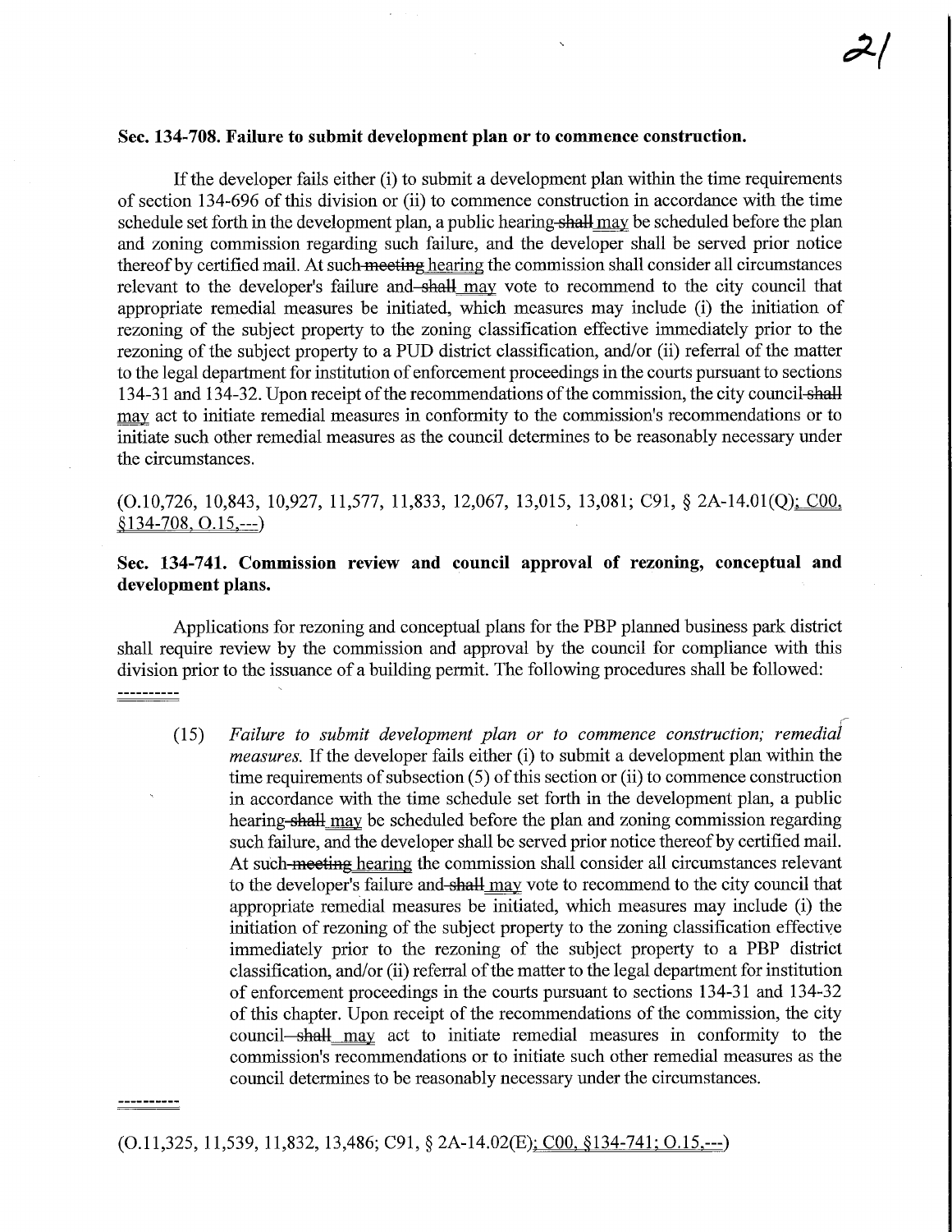**Sec. 134-708. Failure to submit development plan or to commence construction.**

If the developer fails either (i) to submit a development plan within the time requirements of section 134-696 of this division or (ii) to commence construction in accordance with the time schedule set forth in the development plan, a public hearing ~~shall~~ may be scheduled before the plan and zoning commission regarding such failure, and the developer shall be served prior notice thereof by certified mail. At such ~~meeting~~ hearing the commission shall consider all circumstances relevant to the developer's failure and ~~shall~~ may vote to recommend to the city council that appropriate remedial measures be initiated, which measures may include (i) the initiation of rezoning of the subject property to the zoning classification effective immediately prior to the rezoning of the subject property to a PUD district classification, and/or (ii) referral of the matter to the legal department for institution of enforcement proceedings in the courts pursuant to sections 134-31 and 134-32. Upon receipt of the recommendations of the commission, the city council ~~shall~~ may act to initiate remedial measures in conformity to the commission's recommendations or to initiate such other remedial measures as the council determines to be reasonably necessary under the circumstances.

(O.10,726, 10,843, 10,927, 11,577, 11,833, 12,067, 13,015, 13,081; C91, § 2A-14.01(Q); C00, §134-708, O.15,---)

**Sec. 134-741. Commission review and council approval of rezoning, conceptual and development plans.**

Applications for rezoning and conceptual plans for the PBP planned business park district shall require review by the commission and approval by the council for compliance with this division prior to the issuance of a building permit. The following procedures shall be followed:

----------

(15) *Failure to submit development plan or to commence construction; remedial measures.* If the developer fails either (i) to submit a development plan within the time requirements of subsection (5) of this section or (ii) to commence construction in accordance with the time schedule set forth in the development plan, a public hearing ~~shall~~ may be scheduled before the plan and zoning commission regarding such failure, and the developer shall be served prior notice thereof by certified mail. At such ~~meeting~~ hearing the commission shall consider all circumstances relevant to the developer's failure and ~~shall~~ may vote to recommend to the city council that appropriate remedial measures be initiated, which measures may include (i) the initiation of rezoning of the subject property to the zoning classification effective immediately prior to the rezoning of the subject property to a PBP district classification, and/or (ii) referral of the matter to the legal department for institution of enforcement proceedings in the courts pursuant to sections 134-31 and 134-32 of this chapter. Upon receipt of the recommendations of the commission, the city council ~~shall~~ may act to initiate remedial measures in conformity to the commission's recommendations or to initiate such other remedial measures as the council determines to be reasonably necessary under the circumstances.

----------

(O.11,325, 11,539, 11,832, 13,486; C91, § 2A-14.02(E); C00, §134-741; O.15,---)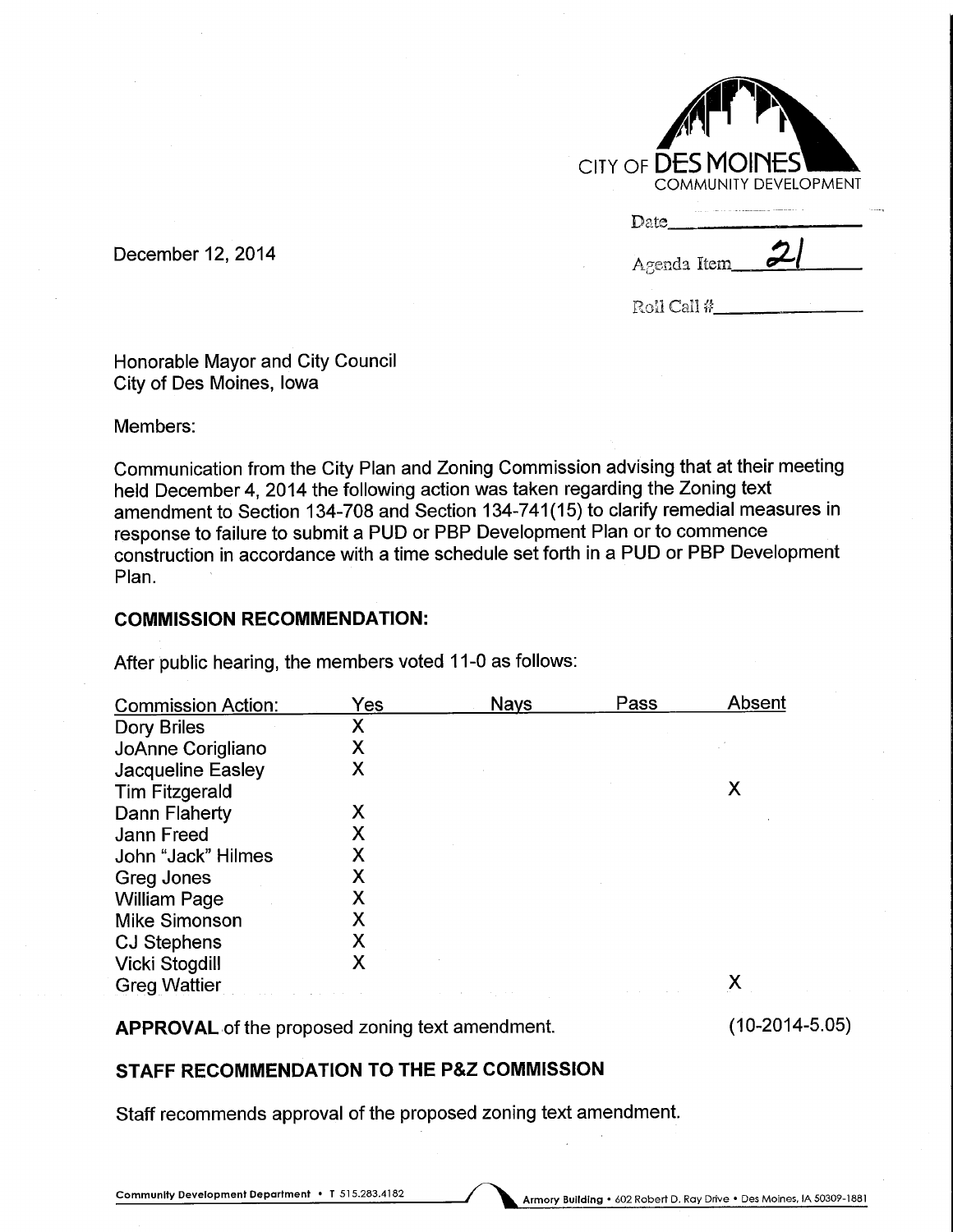CITY OF DES MOINES
COMMUNITY DEVELOPMENT

Date\_\_\_\_\_\_\_\_\_\_\_\_\_\_\_\_

Agenda Item 21

Roll Call #\_\_\_\_\_\_\_\_\_\_\_\_\_\_

December 12, 2014

Honorable Mayor and City Council
City of Des Moines, Iowa

Members:

Communication from the City Plan and Zoning Commission advising that at their meeting held December 4, 2014 the following action was taken regarding the Zoning text amendment to Section 134-708 and Section 134-741(15) to clarify remedial measures in response to failure to submit a PUD or PBP Development Plan or to commence construction in accordance with a time schedule set forth in a PUD or PBP Development Plan.

## COMMISSION RECOMMENDATION:

After public hearing, the members voted 11-0 as follows:

| Commission Action: | Yes | Nays | Pass | Absent |
|---|---|---|---|---|
| Dory Briles | X | | | |
| JoAnne Corigliano | X | | | |
| Jacqueline Easley | X | | | |
| Tim Fitzgerald | | | | X |
| Dann Flaherty | X | | | |
| Jann Freed | X | | | |
| John "Jack" Hilmes | X | | | |
| Greg Jones | X | | | |
| William Page | X | | | |
| Mike Simonson | X | | | |
| CJ Stephens | X | | | |
| Vicki Stogdill | X | | | |
| Greg Wattier | | | | X |

**APPROVAL** of the proposed zoning text amendment. (10-2014-5.05)

## STAFF RECOMMENDATION TO THE P&Z COMMISSION

Staff recommends approval of the proposed zoning text amendment.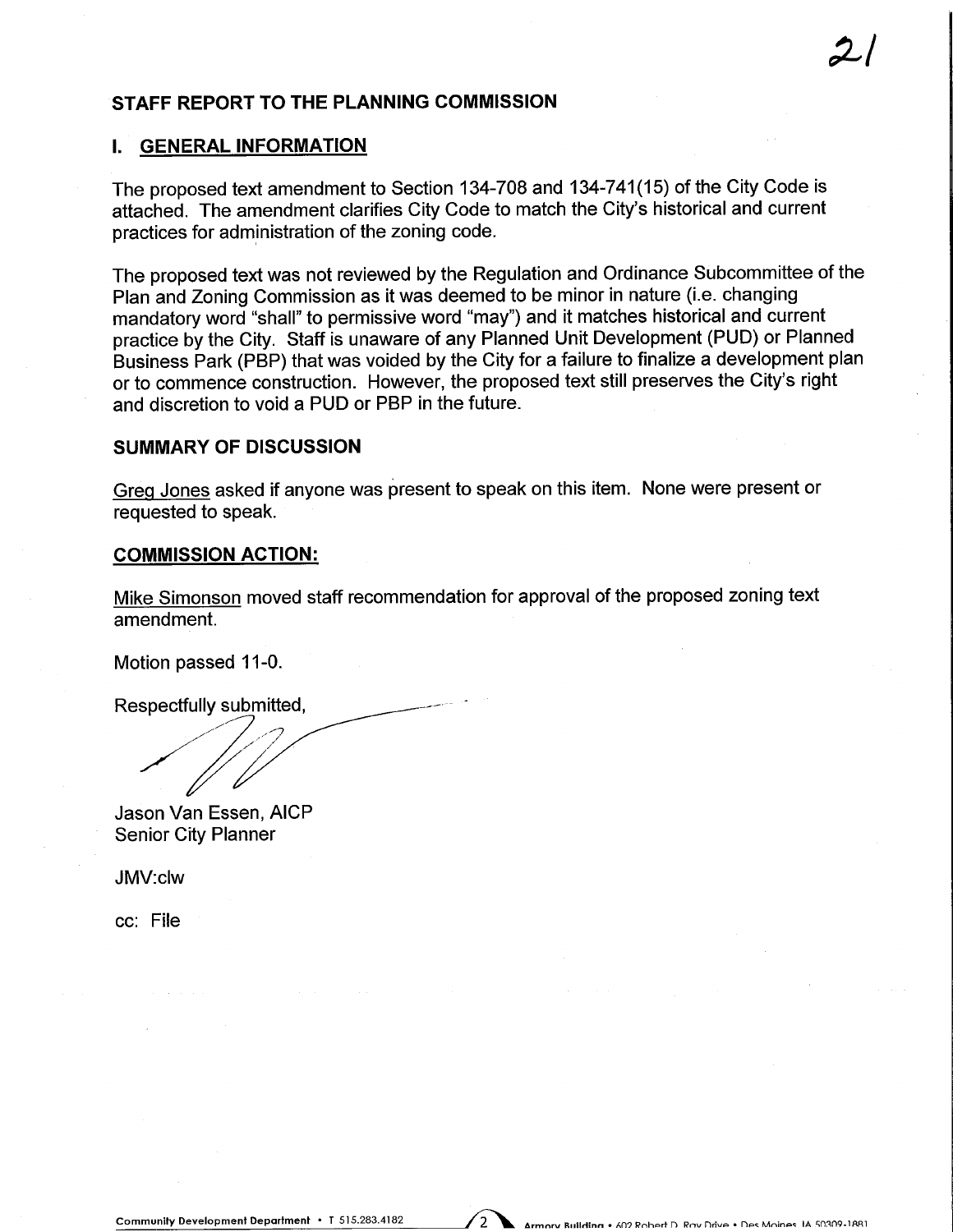## STAFF REPORT TO THE PLANNING COMMISSION

### I. GENERAL INFORMATION

The proposed text amendment to Section 134-708 and 134-741(15) of the City Code is attached. The amendment clarifies City Code to match the City's historical and current practices for administration of the zoning code.

The proposed text was not reviewed by the Regulation and Ordinance Subcommittee of the Plan and Zoning Commission as it was deemed to be minor in nature (i.e. changing mandatory word "shall" to permissive word "may") and it matches historical and current practice by the City. Staff is unaware of any Planned Unit Development (PUD) or Planned Business Park (PBP) that was voided by the City for a failure to finalize a development plan or to commence construction. However, the proposed text still preserves the City's right and discretion to void a PUD or PBP in the future.

### SUMMARY OF DISCUSSION

Greg Jones asked if anyone was present to speak on this item. None were present or requested to speak.

### COMMISSION ACTION:

Mike Simonson moved staff recommendation for approval of the proposed zoning text amendment.

Motion passed 11-0.

Respectfully submitted,

Jason Van Essen, AICP
Senior City Planner

JMV:clw

cc: File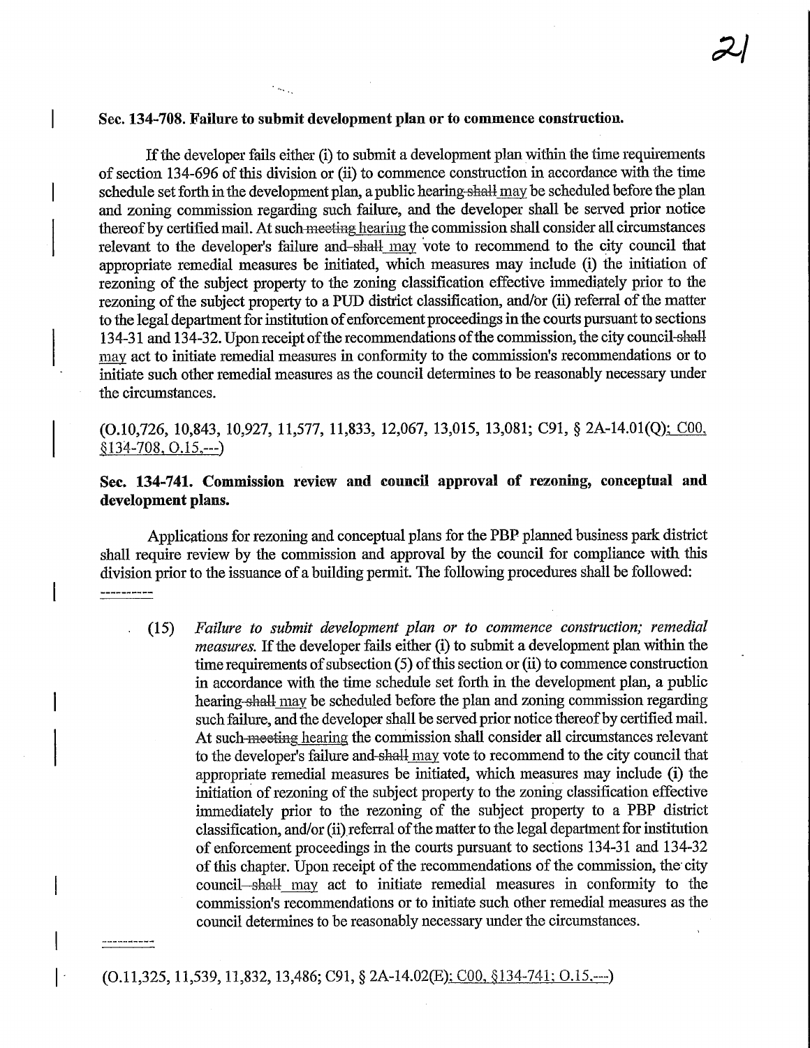**Sec. 134-708. Failure to submit development plan or to commence construction.**

If the developer fails either (i) to submit a development plan within the time requirements of section 134-696 of this division or (ii) to commence construction in accordance with the time schedule set forth in the development plan, a public hearing ~~shall~~ may be scheduled before the plan and zoning commission regarding such failure, and the developer shall be served prior notice thereof by certified mail. At such ~~meeting~~ hearing the commission shall consider all circumstances relevant to the developer's failure and ~~shall~~ may vote to recommend to the city council that appropriate remedial measures be initiated, which measures may include (i) the initiation of rezoning of the subject property to the zoning classification effective immediately prior to the rezoning of the subject property to a PUD district classification, and/or (ii) referral of the matter to the legal department for institution of enforcement proceedings in the courts pursuant to sections 134-31 and 134-32. Upon receipt of the recommendations of the commission, the city council ~~shall~~ may act to initiate remedial measures in conformity to the commission's recommendations or to initiate such other remedial measures as the council determines to be reasonably necessary under the circumstances.

(O.10,726, 10,843, 10,927, 11,577, 11,833, 12,067, 13,015, 13,081; C91, § 2A-14.01(Q); C00, §134-708, O.15,---)

**Sec. 134-741. Commission review and council approval of rezoning, conceptual and development plans.**

Applications for rezoning and conceptual plans for the PBP planned business park district shall require review by the commission and approval by the council for compliance with this division prior to the issuance of a building permit. The following procedures shall be followed:

----------

(15) *Failure to submit development plan or to commence construction; remedial measures.* If the developer fails either (i) to submit a development plan within the time requirements of subsection (5) of this section or (ii) to commence construction in accordance with the time schedule set forth in the development plan, a public hearing ~~shall~~ may be scheduled before the plan and zoning commission regarding such failure, and the developer shall be served prior notice thereof by certified mail. At such ~~meeting~~ hearing the commission shall consider all circumstances relevant to the developer's failure and ~~shall~~ may vote to recommend to the city council that appropriate remedial measures be initiated, which measures may include (i) the initiation of rezoning of the subject property to the zoning classification effective immediately prior to the rezoning of the subject property to a PBP district classification, and/or (ii) referral of the matter to the legal department for institution of enforcement proceedings in the courts pursuant to sections 134-31 and 134-32 of this chapter. Upon receipt of the recommendations of the commission, the city council ~~shall~~ may act to initiate remedial measures in conformity to the commission's recommendations or to initiate such other remedial measures as the council determines to be reasonably necessary under the circumstances.

----------

(O.11,325, 11,539, 11,832, 13,486; C91, § 2A-14.02(E); C00, §134-741; O.15,---)